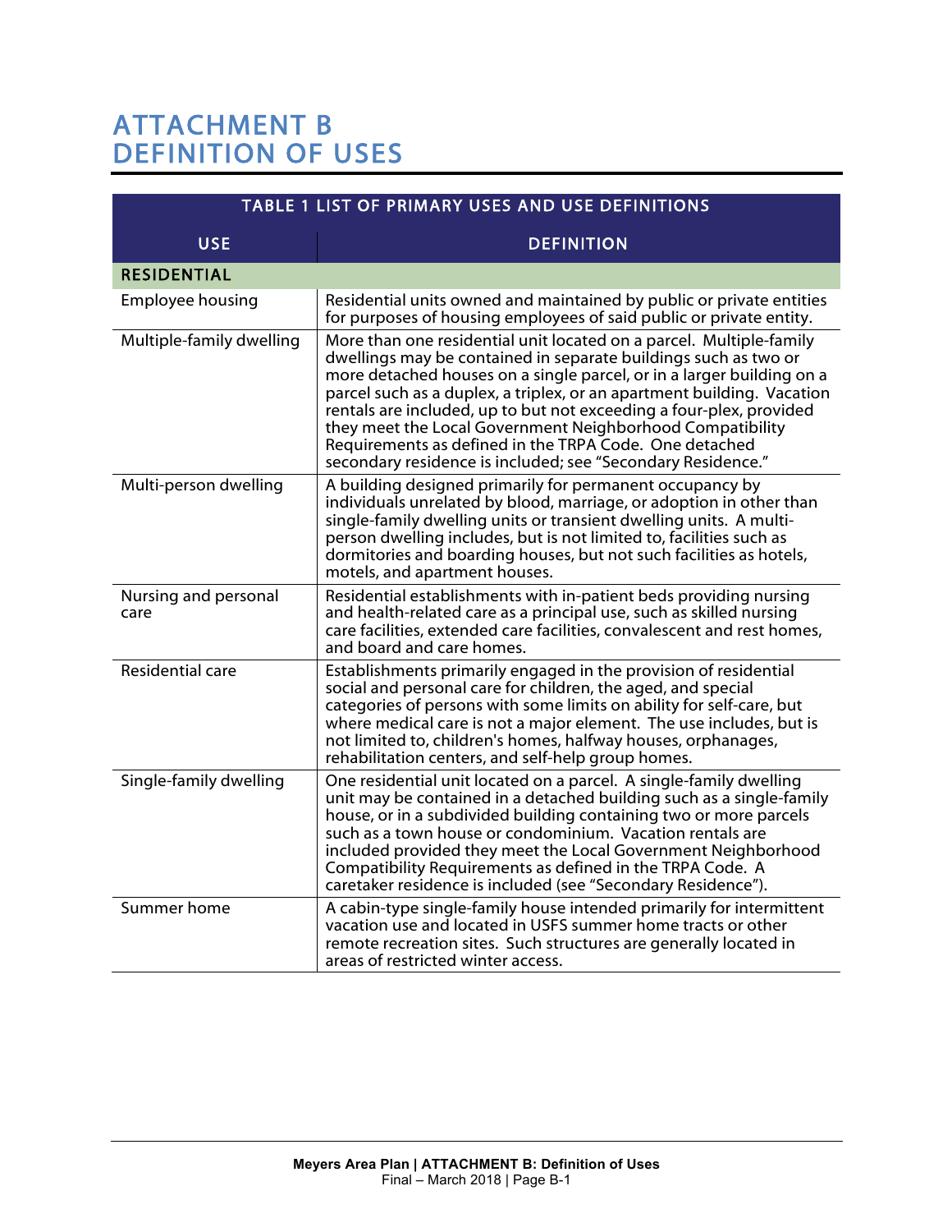# ATTACHMENT B
# DEFINITION OF USES

**TABLE 1 LIST OF PRIMARY USES AND USE DEFINITIONS**

| USE | DEFINITION |
| --- | --- |
| **RESIDENTIAL** | |
| Employee housing | Residential units owned and maintained by public or private entities for purposes of housing employees of said public or private entity. |
| Multiple-family dwelling | More than one residential unit located on a parcel. Multiple-family dwellings may be contained in separate buildings such as two or more detached houses on a single parcel, or in a larger building on a parcel such as a duplex, a triplex, or an apartment building. Vacation rentals are included, up to but not exceeding a four-plex, provided they meet the Local Government Neighborhood Compatibility Requirements as defined in the TRPA Code. One detached secondary residence is included; see "Secondary Residence." |
| Multi-person dwelling | A building designed primarily for permanent occupancy by individuals unrelated by blood, marriage, or adoption in other than single-family dwelling units or transient dwelling units. A multi-person dwelling includes, but is not limited to, facilities such as dormitories and boarding houses, but not such facilities as hotels, motels, and apartment houses. |
| Nursing and personal care | Residential establishments with in-patient beds providing nursing and health-related care as a principal use, such as skilled nursing care facilities, extended care facilities, convalescent and rest homes, and board and care homes. |
| Residential care | Establishments primarily engaged in the provision of residential social and personal care for children, the aged, and special categories of persons with some limits on ability for self-care, but where medical care is not a major element. The use includes, but is not limited to, children's homes, halfway houses, orphanages, rehabilitation centers, and self-help group homes. |
| Single-family dwelling | One residential unit located on a parcel. A single-family dwelling unit may be contained in a detached building such as a single-family house, or in a subdivided building containing two or more parcels such as a town house or condominium. Vacation rentals are included provided they meet the Local Government Neighborhood Compatibility Requirements as defined in the TRPA Code. A caretaker residence is included (see "Secondary Residence"). |
| Summer home | A cabin-type single-family house intended primarily for intermittent vacation use and located in USFS summer home tracts or other remote recreation sites. Such structures are generally located in areas of restricted winter access. |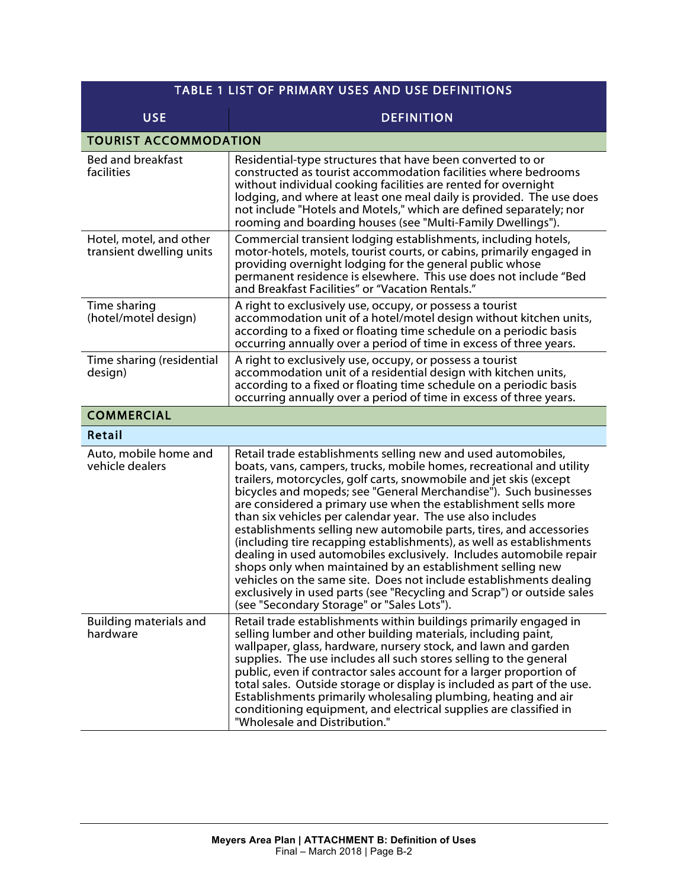| TABLE 1 LIST OF PRIMARY USES AND USE DEFINITIONS | |
|---|---|
| **USE** | **DEFINITION** |
| **TOURIST ACCOMMODATION** | |
| Bed and breakfast facilities | Residential-type structures that have been converted to or constructed as tourist accommodation facilities where bedrooms without individual cooking facilities are rented for overnight lodging, and where at least one meal daily is provided. The use does not include "Hotels and Motels," which are defined separately; nor rooming and boarding houses (see "Multi-Family Dwellings"). |
| Hotel, motel, and other transient dwelling units | Commercial transient lodging establishments, including hotels, motor-hotels, motels, tourist courts, or cabins, primarily engaged in providing overnight lodging for the general public whose permanent residence is elsewhere. This use does not include "Bed and Breakfast Facilities" or "Vacation Rentals." |
| Time sharing (hotel/motel design) | A right to exclusively use, occupy, or possess a tourist accommodation unit of a hotel/motel design without kitchen units, according to a fixed or floating time schedule on a periodic basis occurring annually over a period of time in excess of three years. |
| Time sharing (residential design) | A right to exclusively use, occupy, or possess a tourist accommodation unit of a residential design with kitchen units, according to a fixed or floating time schedule on a periodic basis occurring annually over a period of time in excess of three years. |
| **COMMERCIAL** | |
| **Retail** | |
| Auto, mobile home and vehicle dealers | Retail trade establishments selling new and used automobiles, boats, vans, campers, trucks, mobile homes, recreational and utility trailers, motorcycles, golf carts, snowmobile and jet skis (except bicycles and mopeds; see "General Merchandise"). Such businesses are considered a primary use when the establishment sells more than six vehicles per calendar year. The use also includes establishments selling new automobile parts, tires, and accessories (including tire recapping establishments), as well as establishments dealing in used automobiles exclusively. Includes automobile repair shops only when maintained by an establishment selling new vehicles on the same site. Does not include establishments dealing exclusively in used parts (see "Recycling and Scrap") or outside sales (see "Secondary Storage" or "Sales Lots"). |
| Building materials and hardware | Retail trade establishments within buildings primarily engaged in selling lumber and other building materials, including paint, wallpaper, glass, hardware, nursery stock, and lawn and garden supplies. The use includes all such stores selling to the general public, even if contractor sales account for a larger proportion of total sales. Outside storage or display is included as part of the use. Establishments primarily wholesaling plumbing, heating and air conditioning equipment, and electrical supplies are classified in "Wholesale and Distribution." |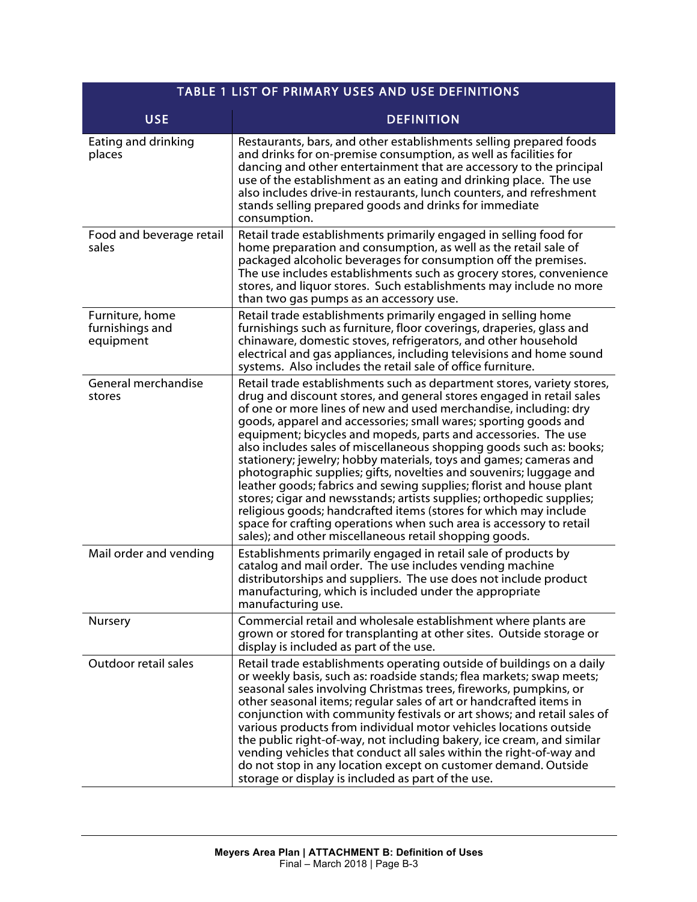| TABLE 1 LIST OF PRIMARY USES AND USE DEFINITIONS | |
|---|---|
| **USE** | **DEFINITION** |
| Eating and drinking places | Restaurants, bars, and other establishments selling prepared foods and drinks for on-premise consumption, as well as facilities for dancing and other entertainment that are accessory to the principal use of the establishment as an eating and drinking place. The use also includes drive-in restaurants, lunch counters, and refreshment stands selling prepared goods and drinks for immediate consumption. |
| Food and beverage retail sales | Retail trade establishments primarily engaged in selling food for home preparation and consumption, as well as the retail sale of packaged alcoholic beverages for consumption off the premises. The use includes establishments such as grocery stores, convenience stores, and liquor stores. Such establishments may include no more than two gas pumps as an accessory use. |
| Furniture, home furnishings and equipment | Retail trade establishments primarily engaged in selling home furnishings such as furniture, floor coverings, draperies, glass and chinaware, domestic stoves, refrigerators, and other household electrical and gas appliances, including televisions and home sound systems. Also includes the retail sale of office furniture. |
| General merchandise stores | Retail trade establishments such as department stores, variety stores, drug and discount stores, and general stores engaged in retail sales of one or more lines of new and used merchandise, including: dry goods, apparel and accessories; small wares; sporting goods and equipment; bicycles and mopeds, parts and accessories. The use also includes sales of miscellaneous shopping goods such as: books; stationery; jewelry; hobby materials, toys and games; cameras and photographic supplies; gifts, novelties and souvenirs; luggage and leather goods; fabrics and sewing supplies; florist and house plant stores; cigar and newsstands; artists supplies; orthopedic supplies; religious goods; handcrafted items (stores for which may include space for crafting operations when such area is accessory to retail sales); and other miscellaneous retail shopping goods. |
| Mail order and vending | Establishments primarily engaged in retail sale of products by catalog and mail order. The use includes vending machine distributorships and suppliers. The use does not include product manufacturing, which is included under the appropriate manufacturing use. |
| Nursery | Commercial retail and wholesale establishment where plants are grown or stored for transplanting at other sites. Outside storage or display is included as part of the use. |
| Outdoor retail sales | Retail trade establishments operating outside of buildings on a daily or weekly basis, such as: roadside stands; flea markets; swap meets; seasonal sales involving Christmas trees, fireworks, pumpkins, or other seasonal items; regular sales of art or handcrafted items in conjunction with community festivals or art shows; and retail sales of various products from individual motor vehicles locations outside the public right-of-way, not including bakery, ice cream, and similar vending vehicles that conduct all sales within the right-of-way and do not stop in any location except on customer demand. Outside storage or display is included as part of the use. |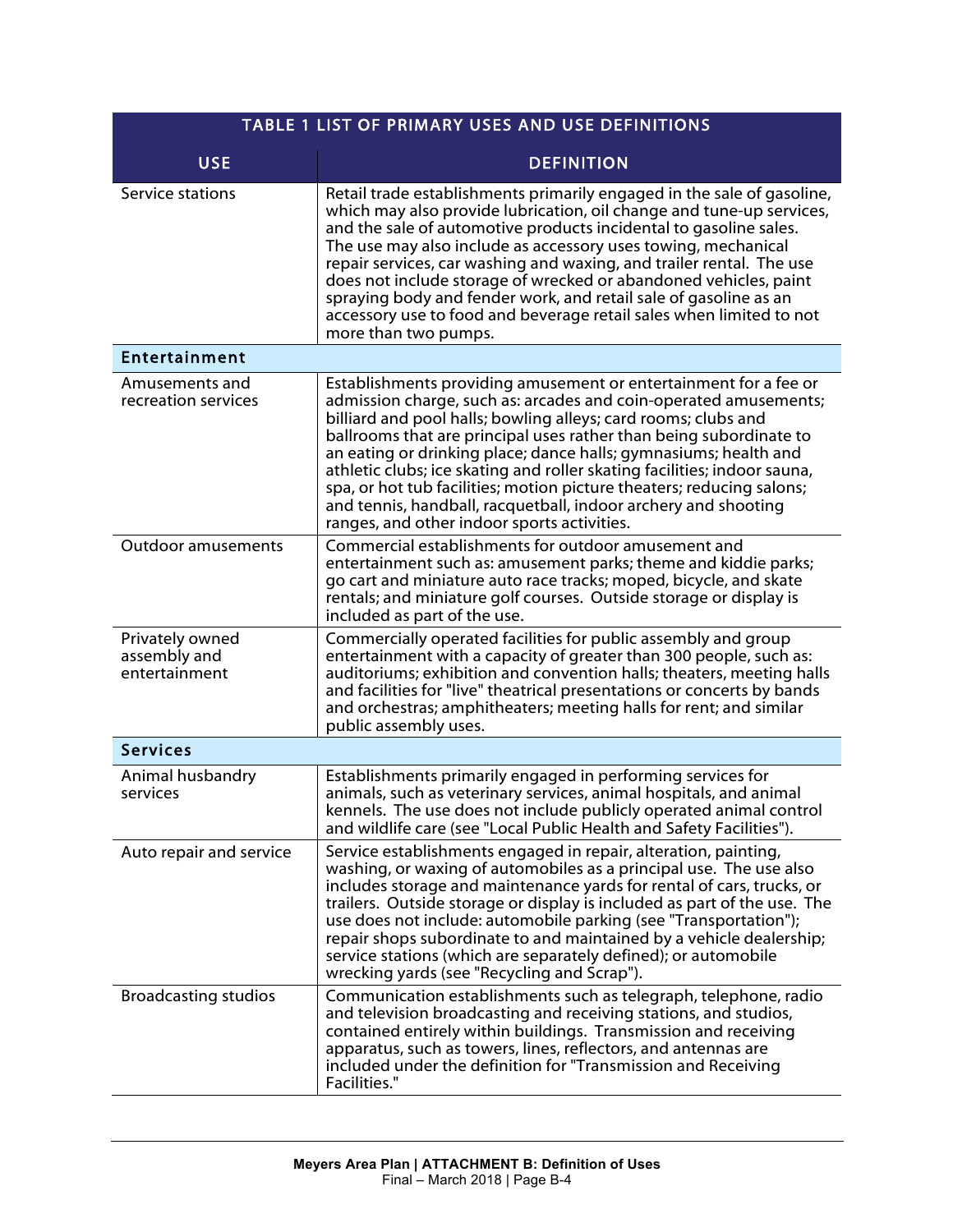| TABLE 1 LIST OF PRIMARY USES AND USE DEFINITIONS | |
|---|---|
| **USE** | **DEFINITION** |
| Service stations | Retail trade establishments primarily engaged in the sale of gasoline, which may also provide lubrication, oil change and tune-up services, and the sale of automotive products incidental to gasoline sales. The use may also include as accessory uses towing, mechanical repair services, car washing and waxing, and trailer rental. The use does not include storage of wrecked or abandoned vehicles, paint spraying body and fender work, and retail sale of gasoline as an accessory use to food and beverage retail sales when limited to not more than two pumps. |
| **Entertainment** | |
| Amusements and recreation services | Establishments providing amusement or entertainment for a fee or admission charge, such as: arcades and coin-operated amusements; billiard and pool halls; bowling alleys; card rooms; clubs and ballrooms that are principal uses rather than being subordinate to an eating or drinking place; dance halls; gymnasiums; health and athletic clubs; ice skating and roller skating facilities; indoor sauna, spa, or hot tub facilities; motion picture theaters; reducing salons; and tennis, handball, racquetball, indoor archery and shooting ranges, and other indoor sports activities. |
| Outdoor amusements | Commercial establishments for outdoor amusement and entertainment such as: amusement parks; theme and kiddie parks; go cart and miniature auto race tracks; moped, bicycle, and skate rentals; and miniature golf courses. Outside storage or display is included as part of the use. |
| Privately owned assembly and entertainment | Commercially operated facilities for public assembly and group entertainment with a capacity of greater than 300 people, such as: auditoriums; exhibition and convention halls; theaters, meeting halls and facilities for "live" theatrical presentations or concerts by bands and orchestras; amphitheaters; meeting halls for rent; and similar public assembly uses. |
| **Services** | |
| Animal husbandry services | Establishments primarily engaged in performing services for animals, such as veterinary services, animal hospitals, and animal kennels. The use does not include publicly operated animal control and wildlife care (see "Local Public Health and Safety Facilities"). |
| Auto repair and service | Service establishments engaged in repair, alteration, painting, washing, or waxing of automobiles as a principal use. The use also includes storage and maintenance yards for rental of cars, trucks, or trailers. Outside storage or display is included as part of the use. The use does not include: automobile parking (see "Transportation"); repair shops subordinate to and maintained by a vehicle dealership; service stations (which are separately defined); or automobile wrecking yards (see "Recycling and Scrap"). |
| Broadcasting studios | Communication establishments such as telegraph, telephone, radio and television broadcasting and receiving stations, and studios, contained entirely within buildings. Transmission and receiving apparatus, such as towers, lines, reflectors, and antennas are included under the definition for "Transmission and Receiving Facilities." |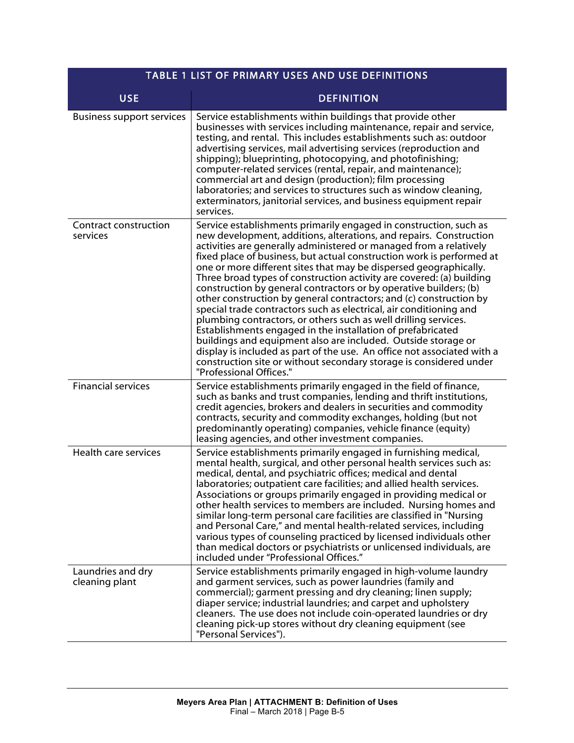| TABLE 1 LIST OF PRIMARY USES AND USE DEFINITIONS | |
|---|---|
| **USE** | **DEFINITION** |
| Business support services | Service establishments within buildings that provide other businesses with services including maintenance, repair and service, testing, and rental. This includes establishments such as: outdoor advertising services, mail advertising services (reproduction and shipping); blueprinting, photocopying, and photofinishing; computer-related services (rental, repair, and maintenance); commercial art and design (production); film processing laboratories; and services to structures such as window cleaning, exterminators, janitorial services, and business equipment repair services. |
| Contract construction services | Service establishments primarily engaged in construction, such as new development, additions, alterations, and repairs. Construction activities are generally administered or managed from a relatively fixed place of business, but actual construction work is performed at one or more different sites that may be dispersed geographically. Three broad types of construction activity are covered: (a) building construction by general contractors or by operative builders; (b) other construction by general contractors; and (c) construction by special trade contractors such as electrical, air conditioning and plumbing contractors, or others such as well drilling services. Establishments engaged in the installation of prefabricated buildings and equipment also are included. Outside storage or display is included as part of the use. An office not associated with a construction site or without secondary storage is considered under "Professional Offices." |
| Financial services | Service establishments primarily engaged in the field of finance, such as banks and trust companies, lending and thrift institutions, credit agencies, brokers and dealers in securities and commodity contracts, security and commodity exchanges, holding (but not predominantly operating) companies, vehicle finance (equity) leasing agencies, and other investment companies. |
| Health care services | Service establishments primarily engaged in furnishing medical, mental health, surgical, and other personal health services such as: medical, dental, and psychiatric offices; medical and dental laboratories; outpatient care facilities; and allied health services. Associations or groups primarily engaged in providing medical or other health services to members are included. Nursing homes and similar long-term personal care facilities are classified in "Nursing and Personal Care," and mental health-related services, including various types of counseling practiced by licensed individuals other than medical doctors or psychiatrists or unlicensed individuals, are included under "Professional Offices." |
| Laundries and dry cleaning plant | Service establishments primarily engaged in high-volume laundry and garment services, such as power laundries (family and commercial); garment pressing and dry cleaning; linen supply; diaper service; industrial laundries; and carpet and upholstery cleaners. The use does not include coin-operated laundries or dry cleaning pick-up stores without dry cleaning equipment (see "Personal Services"). |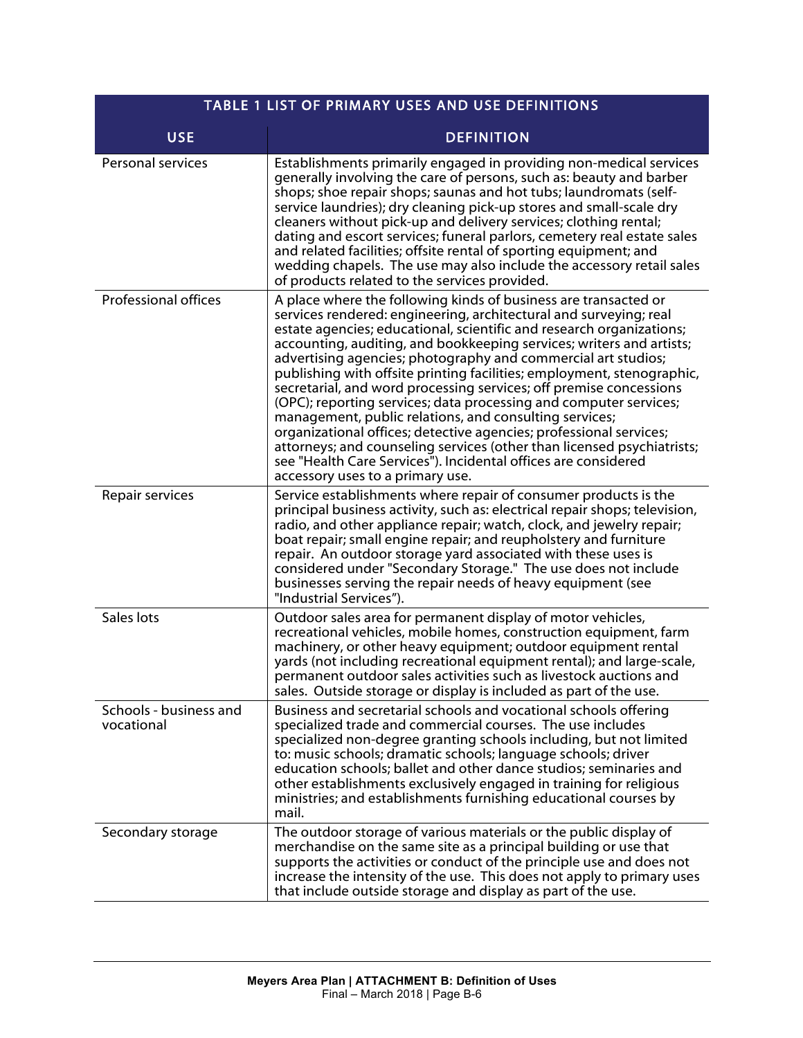| TABLE 1 LIST OF PRIMARY USES AND USE DEFINITIONS | |
|---|---|
| **USE** | **DEFINITION** |
| Personal services | Establishments primarily engaged in providing non-medical services generally involving the care of persons, such as: beauty and barber shops; shoe repair shops; saunas and hot tubs; laundromats (self-service laundries); dry cleaning pick-up stores and small-scale dry cleaners without pick-up and delivery services; clothing rental; dating and escort services; funeral parlors, cemetery real estate sales and related facilities; offsite rental of sporting equipment; and wedding chapels. The use may also include the accessory retail sales of products related to the services provided. |
| Professional offices | A place where the following kinds of business are transacted or services rendered: engineering, architectural and surveying; real estate agencies; educational, scientific and research organizations; accounting, auditing, and bookkeeping services; writers and artists; advertising agencies; photography and commercial art studios; publishing with offsite printing facilities; employment, stenographic, secretarial, and word processing services; off premise concessions (OPC); reporting services; data processing and computer services; management, public relations, and consulting services; organizational offices; detective agencies; professional services; attorneys; and counseling services (other than licensed psychiatrists; see "Health Care Services"). Incidental offices are considered accessory uses to a primary use. |
| Repair services | Service establishments where repair of consumer products is the principal business activity, such as: electrical repair shops; television, radio, and other appliance repair; watch, clock, and jewelry repair; boat repair; small engine repair; and reupholstery and furniture repair. An outdoor storage yard associated with these uses is considered under "Secondary Storage." The use does not include businesses serving the repair needs of heavy equipment (see "Industrial Services"). |
| Sales lots | Outdoor sales area for permanent display of motor vehicles, recreational vehicles, mobile homes, construction equipment, farm machinery, or other heavy equipment; outdoor equipment rental yards (not including recreational equipment rental); and large-scale, permanent outdoor sales activities such as livestock auctions and sales. Outside storage or display is included as part of the use. |
| Schools - business and vocational | Business and secretarial schools and vocational schools offering specialized trade and commercial courses. The use includes specialized non-degree granting schools including, but not limited to: music schools; dramatic schools; language schools; driver education schools; ballet and other dance studios; seminaries and other establishments exclusively engaged in training for religious ministries; and establishments furnishing educational courses by mail. |
| Secondary storage | The outdoor storage of various materials or the public display of merchandise on the same site as a principal building or use that supports the activities or conduct of the principle use and does not increase the intensity of the use. This does not apply to primary uses that include outside storage and display as part of the use. |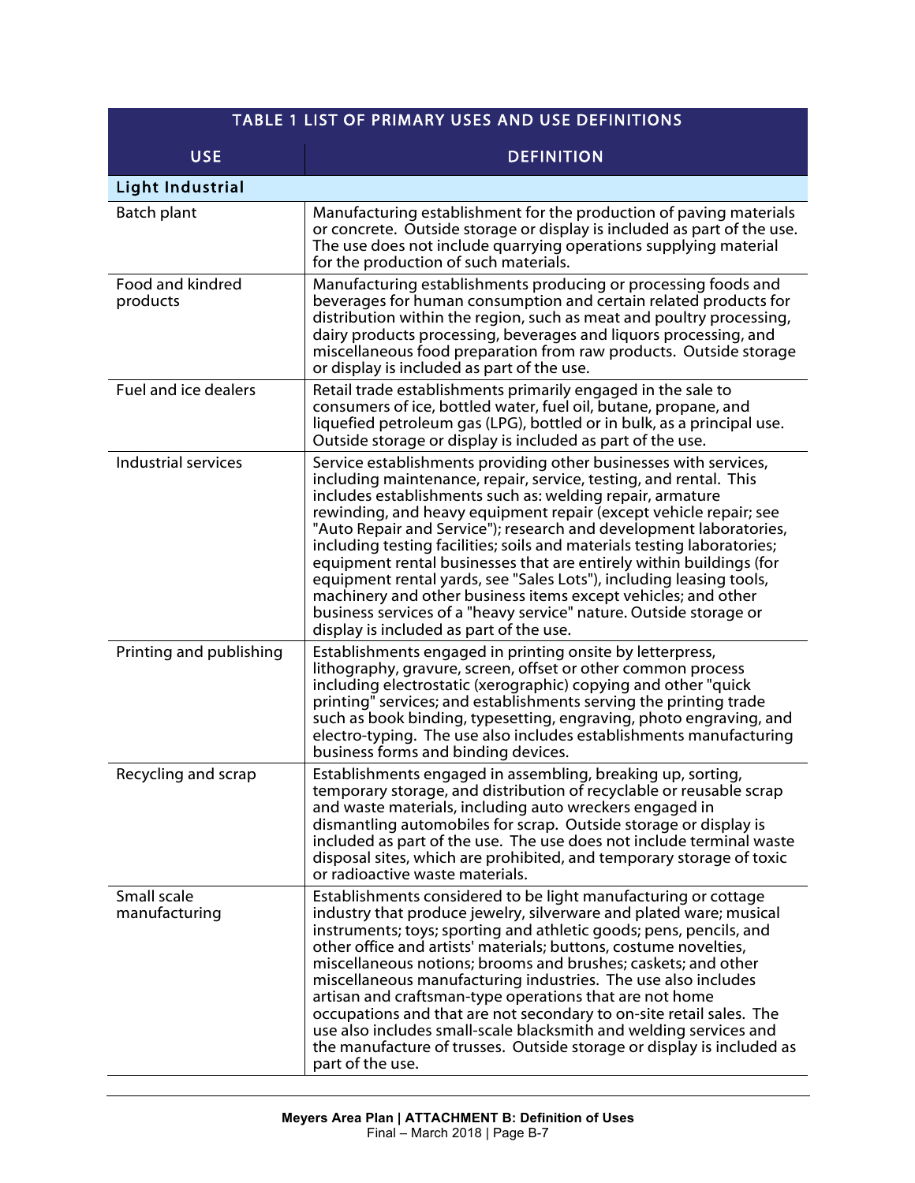| TABLE 1 LIST OF PRIMARY USES AND USE DEFINITIONS | |
|---|---|
| **USE** | **DEFINITION** |
| **Light Industrial** | |
| Batch plant | Manufacturing establishment for the production of paving materials or concrete. Outside storage or display is included as part of the use. The use does not include quarrying operations supplying material for the production of such materials. |
| Food and kindred products | Manufacturing establishments producing or processing foods and beverages for human consumption and certain related products for distribution within the region, such as meat and poultry processing, dairy products processing, beverages and liquors processing, and miscellaneous food preparation from raw products. Outside storage or display is included as part of the use. |
| Fuel and ice dealers | Retail trade establishments primarily engaged in the sale to consumers of ice, bottled water, fuel oil, butane, propane, and liquefied petroleum gas (LPG), bottled or in bulk, as a principal use. Outside storage or display is included as part of the use. |
| Industrial services | Service establishments providing other businesses with services, including maintenance, repair, service, testing, and rental. This includes establishments such as: welding repair, armature rewinding, and heavy equipment repair (except vehicle repair; see "Auto Repair and Service"); research and development laboratories, including testing facilities; soils and materials testing laboratories; equipment rental businesses that are entirely within buildings (for equipment rental yards, see "Sales Lots"), including leasing tools, machinery and other business items except vehicles; and other business services of a "heavy service" nature. Outside storage or display is included as part of the use. |
| Printing and publishing | Establishments engaged in printing onsite by letterpress, lithography, gravure, screen, offset or other common process including electrostatic (xerographic) copying and other "quick printing" services; and establishments serving the printing trade such as book binding, typesetting, engraving, photo engraving, and electro-typing. The use also includes establishments manufacturing business forms and binding devices. |
| Recycling and scrap | Establishments engaged in assembling, breaking up, sorting, temporary storage, and distribution of recyclable or reusable scrap and waste materials, including auto wreckers engaged in dismantling automobiles for scrap. Outside storage or display is included as part of the use. The use does not include terminal waste disposal sites, which are prohibited, and temporary storage of toxic or radioactive waste materials. |
| Small scale manufacturing | Establishments considered to be light manufacturing or cottage industry that produce jewelry, silverware and plated ware; musical instruments; toys; sporting and athletic goods; pens, pencils, and other office and artists' materials; buttons, costume novelties, miscellaneous notions; brooms and brushes; caskets; and other miscellaneous manufacturing industries. The use also includes artisan and craftsman-type operations that are not home occupations and that are not secondary to on-site retail sales. The use also includes small-scale blacksmith and welding services and the manufacture of trusses. Outside storage or display is included as part of the use. |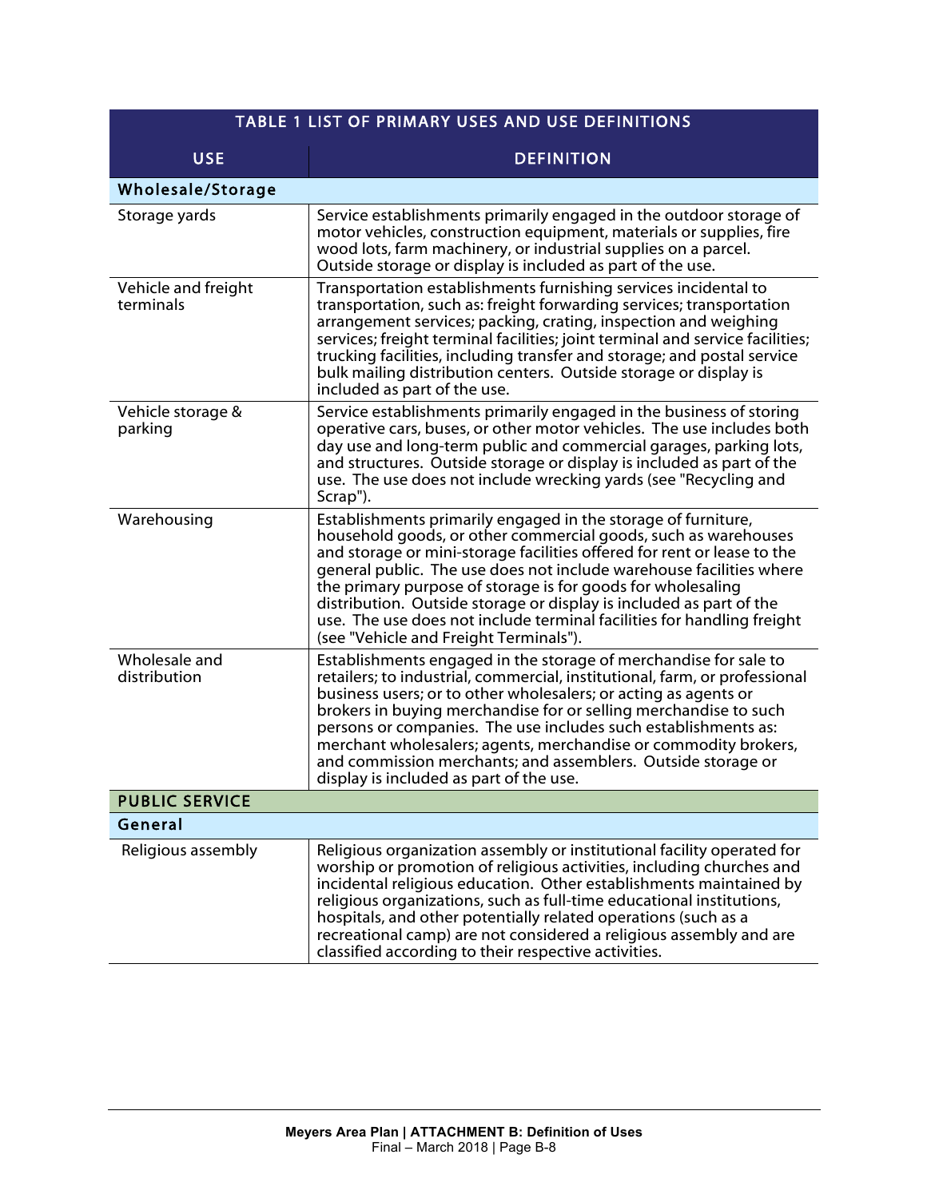| TABLE 1 LIST OF PRIMARY USES AND USE DEFINITIONS | |
|---|---|
| **USE** | **DEFINITION** |
| **Wholesale/Storage** | |
| Storage yards | Service establishments primarily engaged in the outdoor storage of motor vehicles, construction equipment, materials or supplies, fire wood lots, farm machinery, or industrial supplies on a parcel. Outside storage or display is included as part of the use. |
| Vehicle and freight terminals | Transportation establishments furnishing services incidental to transportation, such as: freight forwarding services; transportation arrangement services; packing, crating, inspection and weighing services; freight terminal facilities; joint terminal and service facilities; trucking facilities, including transfer and storage; and postal service bulk mailing distribution centers. Outside storage or display is included as part of the use. |
| Vehicle storage & parking | Service establishments primarily engaged in the business of storing operative cars, buses, or other motor vehicles. The use includes both day use and long-term public and commercial garages, parking lots, and structures. Outside storage or display is included as part of the use. The use does not include wrecking yards (see "Recycling and Scrap"). |
| Warehousing | Establishments primarily engaged in the storage of furniture, household goods, or other commercial goods, such as warehouses and storage or mini-storage facilities offered for rent or lease to the general public. The use does not include warehouse facilities where the primary purpose of storage is for goods for wholesaling distribution. Outside storage or display is included as part of the use. The use does not include terminal facilities for handling freight (see "Vehicle and Freight Terminals"). |
| Wholesale and distribution | Establishments engaged in the storage of merchandise for sale to retailers; to industrial, commercial, institutional, farm, or professional business users; or to other wholesalers; or acting as agents or brokers in buying merchandise for or selling merchandise to such persons or companies. The use includes such establishments as: merchant wholesalers; agents, merchandise or commodity brokers, and commission merchants; and assemblers. Outside storage or display is included as part of the use. |
| **PUBLIC SERVICE** | |
| **General** | |
| Religious assembly | Religious organization assembly or institutional facility operated for worship or promotion of religious activities, including churches and incidental religious education. Other establishments maintained by religious organizations, such as full-time educational institutions, hospitals, and other potentially related operations (such as a recreational camp) are not considered a religious assembly and are classified according to their respective activities. |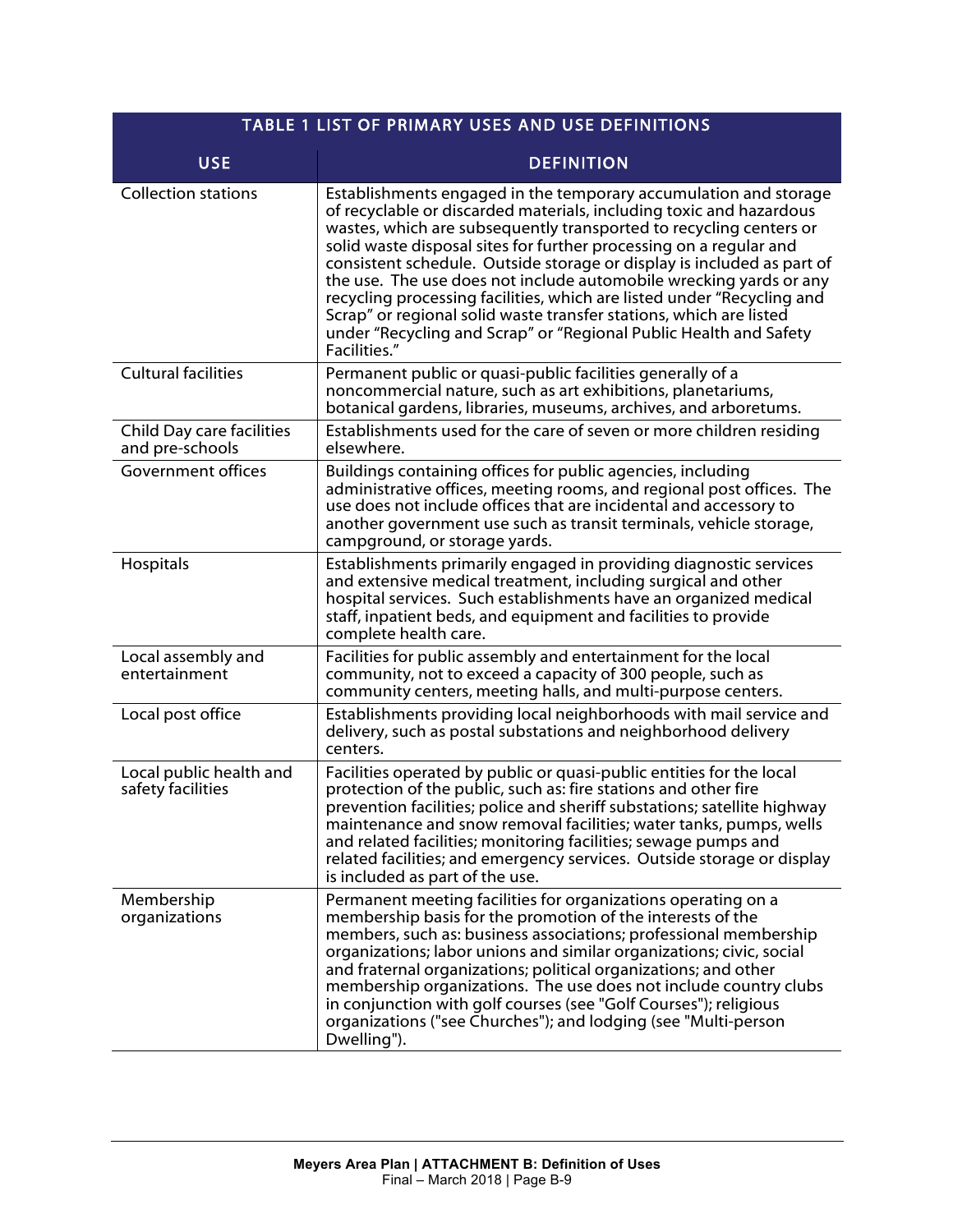| TABLE 1 LIST OF PRIMARY USES AND USE DEFINITIONS | |
|---|---|
| **USE** | **DEFINITION** |
| Collection stations | Establishments engaged in the temporary accumulation and storage of recyclable or discarded materials, including toxic and hazardous wastes, which are subsequently transported to recycling centers or solid waste disposal sites for further processing on a regular and consistent schedule. Outside storage or display is included as part of the use. The use does not include automobile wrecking yards or any recycling processing facilities, which are listed under "Recycling and Scrap" or regional solid waste transfer stations, which are listed under "Recycling and Scrap" or "Regional Public Health and Safety Facilities." |
| Cultural facilities | Permanent public or quasi-public facilities generally of a noncommercial nature, such as art exhibitions, planetariums, botanical gardens, libraries, museums, archives, and arboretums. |
| Child Day care facilities and pre-schools | Establishments used for the care of seven or more children residing elsewhere. |
| Government offices | Buildings containing offices for public agencies, including administrative offices, meeting rooms, and regional post offices. The use does not include offices that are incidental and accessory to another government use such as transit terminals, vehicle storage, campground, or storage yards. |
| Hospitals | Establishments primarily engaged in providing diagnostic services and extensive medical treatment, including surgical and other hospital services. Such establishments have an organized medical staff, inpatient beds, and equipment and facilities to provide complete health care. |
| Local assembly and entertainment | Facilities for public assembly and entertainment for the local community, not to exceed a capacity of 300 people, such as community centers, meeting halls, and multi-purpose centers. |
| Local post office | Establishments providing local neighborhoods with mail service and delivery, such as postal substations and neighborhood delivery centers. |
| Local public health and safety facilities | Facilities operated by public or quasi-public entities for the local protection of the public, such as: fire stations and other fire prevention facilities; police and sheriff substations; satellite highway maintenance and snow removal facilities; water tanks, pumps, wells and related facilities; monitoring facilities; sewage pumps and related facilities; and emergency services. Outside storage or display is included as part of the use. |
| Membership organizations | Permanent meeting facilities for organizations operating on a membership basis for the promotion of the interests of the members, such as: business associations; professional membership organizations; labor unions and similar organizations; civic, social and fraternal organizations; political organizations; and other membership organizations. The use does not include country clubs in conjunction with golf courses (see "Golf Courses"); religious organizations ("see Churches"); and lodging (see "Multi-person Dwelling"). |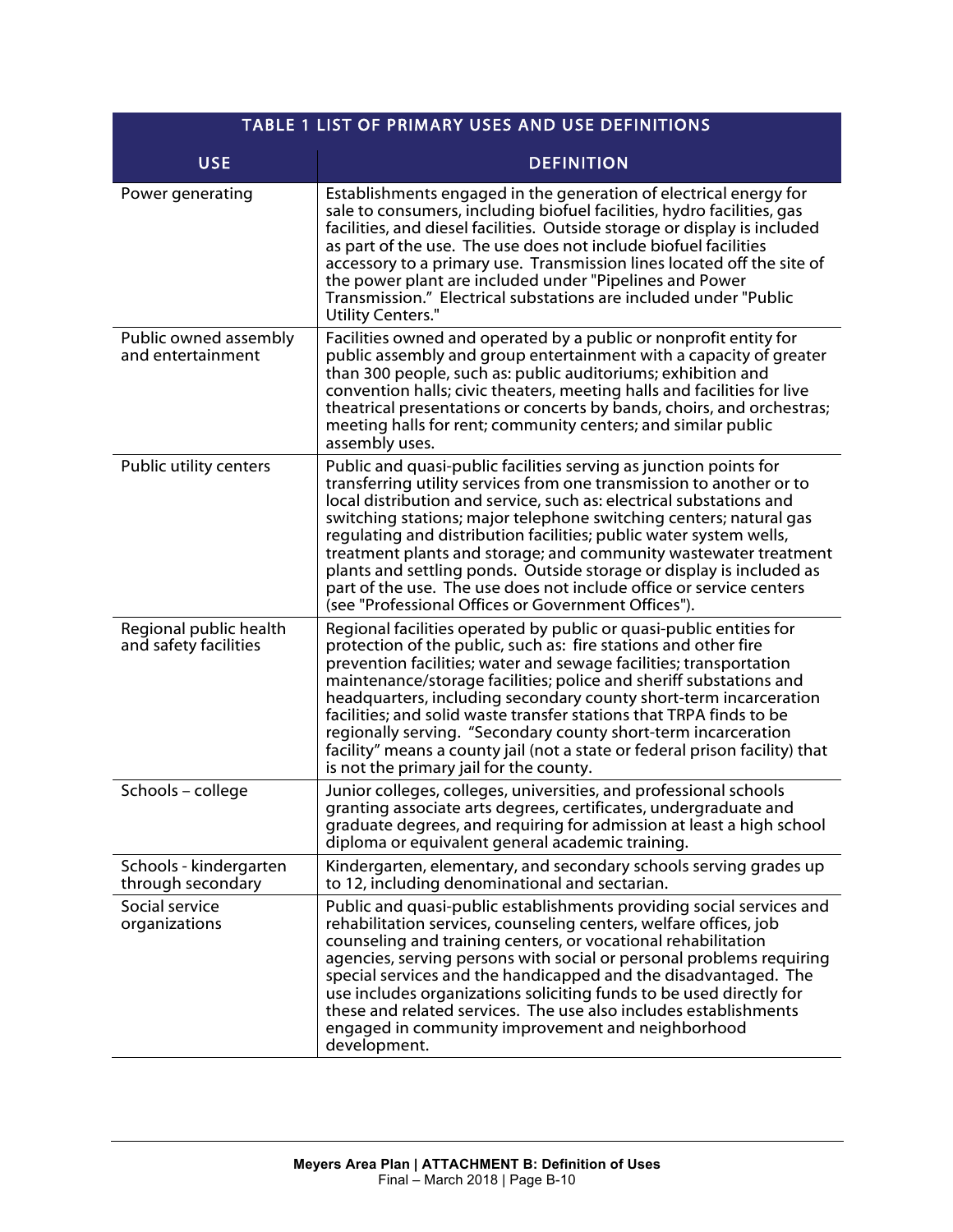| TABLE 1 LIST OF PRIMARY USES AND USE DEFINITIONS | |
|---|---|
| **USE** | **DEFINITION** |
| Power generating | Establishments engaged in the generation of electrical energy for sale to consumers, including biofuel facilities, hydro facilities, gas facilities, and diesel facilities. Outside storage or display is included as part of the use. The use does not include biofuel facilities accessory to a primary use. Transmission lines located off the site of the power plant are included under "Pipelines and Power Transmission." Electrical substations are included under "Public Utility Centers." |
| Public owned assembly and entertainment | Facilities owned and operated by a public or nonprofit entity for public assembly and group entertainment with a capacity of greater than 300 people, such as: public auditoriums; exhibition and convention halls; civic theaters, meeting halls and facilities for live theatrical presentations or concerts by bands, choirs, and orchestras; meeting halls for rent; community centers; and similar public assembly uses. |
| Public utility centers | Public and quasi-public facilities serving as junction points for transferring utility services from one transmission to another or to local distribution and service, such as: electrical substations and switching stations; major telephone switching centers; natural gas regulating and distribution facilities; public water system wells, treatment plants and storage; and community wastewater treatment plants and settling ponds. Outside storage or display is included as part of the use. The use does not include office or service centers (see "Professional Offices or Government Offices"). |
| Regional public health and safety facilities | Regional facilities operated by public or quasi-public entities for protection of the public, such as: fire stations and other fire prevention facilities; water and sewage facilities; transportation maintenance/storage facilities; police and sheriff substations and headquarters, including secondary county short-term incarceration facilities; and solid waste transfer stations that TRPA finds to be regionally serving. "Secondary county short-term incarceration facility" means a county jail (not a state or federal prison facility) that is not the primary jail for the county. |
| Schools – college | Junior colleges, colleges, universities, and professional schools granting associate arts degrees, certificates, undergraduate and graduate degrees, and requiring for admission at least a high school diploma or equivalent general academic training. |
| Schools - kindergarten through secondary | Kindergarten, elementary, and secondary schools serving grades up to 12, including denominational and sectarian. |
| Social service organizations | Public and quasi-public establishments providing social services and rehabilitation services, counseling centers, welfare offices, job counseling and training centers, or vocational rehabilitation agencies, serving persons with social or personal problems requiring special services and the handicapped and the disadvantaged. The use includes organizations soliciting funds to be used directly for these and related services. The use also includes establishments engaged in community improvement and neighborhood development. |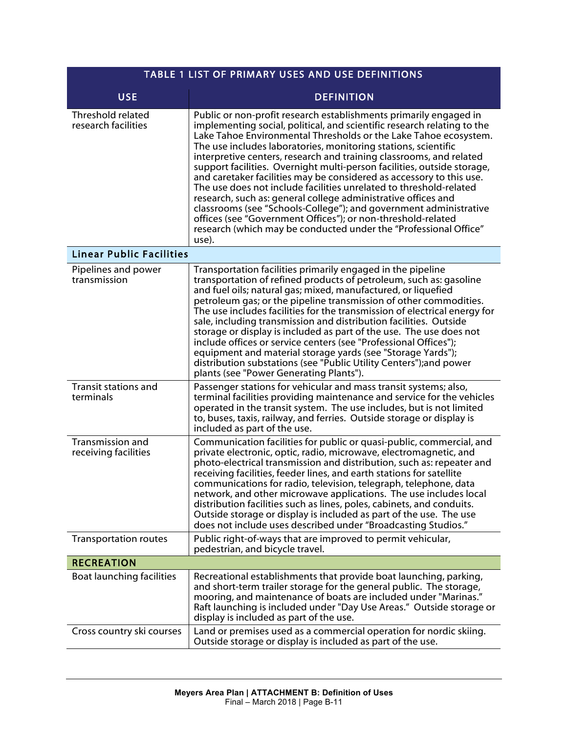| TABLE 1 LIST OF PRIMARY USES AND USE DEFINITIONS | |
|---|---|
| **USE** | **DEFINITION** |
| Threshold related research facilities | Public or non-profit research establishments primarily engaged in implementing social, political, and scientific research relating to the Lake Tahoe Environmental Thresholds or the Lake Tahoe ecosystem. The use includes laboratories, monitoring stations, scientific interpretive centers, research and training classrooms, and related support facilities. Overnight multi-person facilities, outside storage, and caretaker facilities may be considered as accessory to this use. The use does not include facilities unrelated to threshold-related research, such as: general college administrative offices and classrooms (see "Schools-College"); and government administrative offices (see "Government Offices"); or non-threshold-related research (which may be conducted under the "Professional Office" use). |
| **Linear Public Facilities** | |
| Pipelines and power transmission | Transportation facilities primarily engaged in the pipeline transportation of refined products of petroleum, such as: gasoline and fuel oils; natural gas; mixed, manufactured, or liquefied petroleum gas; or the pipeline transmission of other commodities. The use includes facilities for the transmission of electrical energy for sale, including transmission and distribution facilities. Outside storage or display is included as part of the use. The use does not include offices or service centers (see "Professional Offices"); equipment and material storage yards (see "Storage Yards"); distribution substations (see "Public Utility Centers");and power plants (see "Power Generating Plants"). |
| Transit stations and terminals | Passenger stations for vehicular and mass transit systems; also, terminal facilities providing maintenance and service for the vehicles operated in the transit system. The use includes, but is not limited to, buses, taxis, railway, and ferries. Outside storage or display is included as part of the use. |
| Transmission and receiving facilities | Communication facilities for public or quasi-public, commercial, and private electronic, optic, radio, microwave, electromagnetic, and photo-electrical transmission and distribution, such as: repeater and receiving facilities, feeder lines, and earth stations for satellite communications for radio, television, telegraph, telephone, data network, and other microwave applications. The use includes local distribution facilities such as lines, poles, cabinets, and conduits. Outside storage or display is included as part of the use. The use does not include uses described under "Broadcasting Studios." |
| Transportation routes | Public right-of-ways that are improved to permit vehicular, pedestrian, and bicycle travel. |
| **RECREATION** | |
| Boat launching facilities | Recreational establishments that provide boat launching, parking, and short-term trailer storage for the general public. The storage, mooring, and maintenance of boats are included under "Marinas." Raft launching is included under "Day Use Areas." Outside storage or display is included as part of the use. |
| Cross country ski courses | Land or premises used as a commercial operation for nordic skiing. Outside storage or display is included as part of the use. |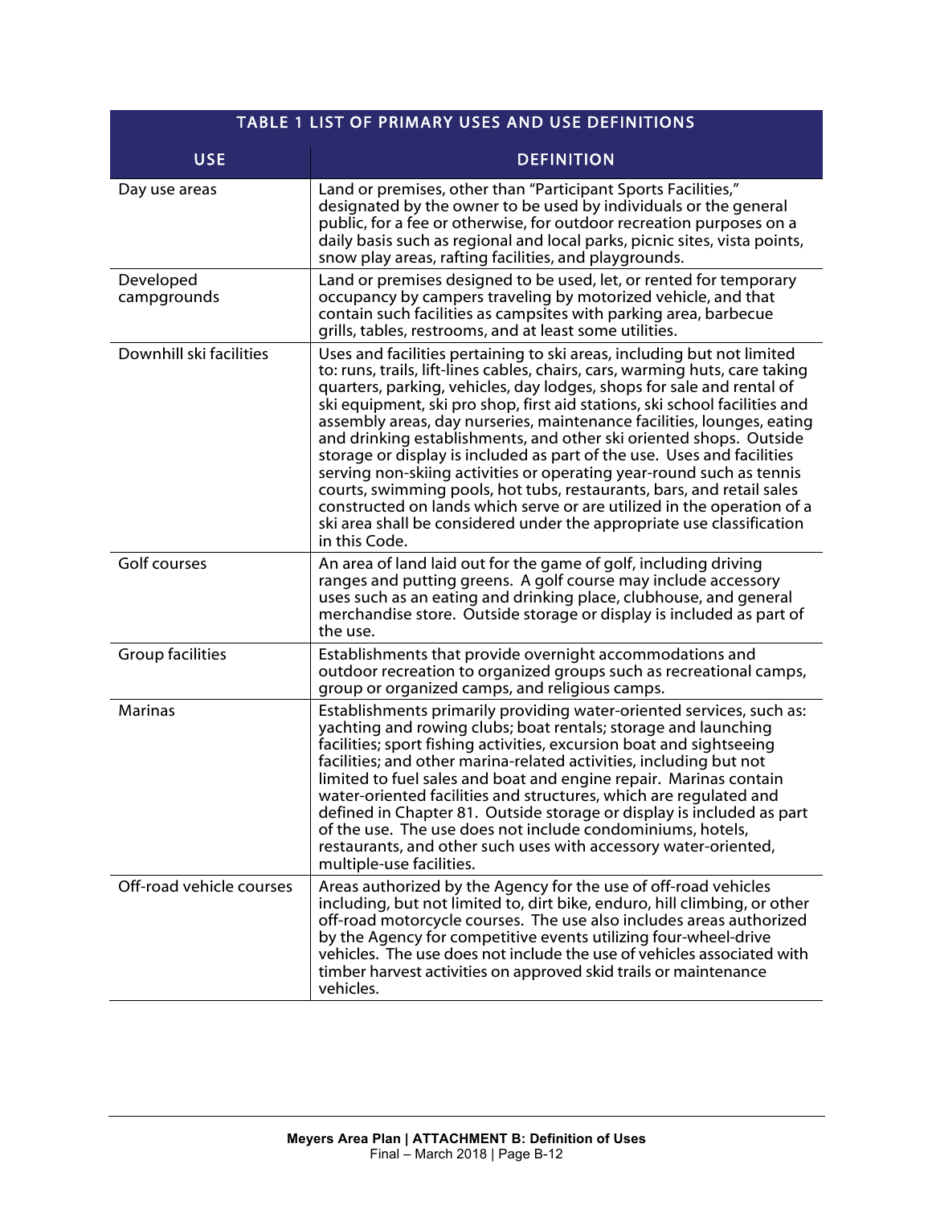| TABLE 1 LIST OF PRIMARY USES AND USE DEFINITIONS | |
|---|---|
| **USE** | **DEFINITION** |
| Day use areas | Land or premises, other than "Participant Sports Facilities," designated by the owner to be used by individuals or the general public, for a fee or otherwise, for outdoor recreation purposes on a daily basis such as regional and local parks, picnic sites, vista points, snow play areas, rafting facilities, and playgrounds. |
| Developed campgrounds | Land or premises designed to be used, let, or rented for temporary occupancy by campers traveling by motorized vehicle, and that contain such facilities as campsites with parking area, barbecue grills, tables, restrooms, and at least some utilities. |
| Downhill ski facilities | Uses and facilities pertaining to ski areas, including but not limited to: runs, trails, lift-lines cables, chairs, cars, warming huts, care taking quarters, parking, vehicles, day lodges, shops for sale and rental of ski equipment, ski pro shop, first aid stations, ski school facilities and assembly areas, day nurseries, maintenance facilities, lounges, eating and drinking establishments, and other ski oriented shops. Outside storage or display is included as part of the use. Uses and facilities serving non-skiing activities or operating year-round such as tennis courts, swimming pools, hot tubs, restaurants, bars, and retail sales constructed on lands which serve or are utilized in the operation of a ski area shall be considered under the appropriate use classification in this Code. |
| Golf courses | An area of land laid out for the game of golf, including driving ranges and putting greens. A golf course may include accessory uses such as an eating and drinking place, clubhouse, and general merchandise store. Outside storage or display is included as part of the use. |
| Group facilities | Establishments that provide overnight accommodations and outdoor recreation to organized groups such as recreational camps, group or organized camps, and religious camps. |
| Marinas | Establishments primarily providing water-oriented services, such as: yachting and rowing clubs; boat rentals; storage and launching facilities; sport fishing activities, excursion boat and sightseeing facilities; and other marina-related activities, including but not limited to fuel sales and boat and engine repair. Marinas contain water-oriented facilities and structures, which are regulated and defined in Chapter 81. Outside storage or display is included as part of the use. The use does not include condominiums, hotels, restaurants, and other such uses with accessory water-oriented, multiple-use facilities. |
| Off-road vehicle courses | Areas authorized by the Agency for the use of off-road vehicles including, but not limited to, dirt bike, enduro, hill climbing, or other off-road motorcycle courses. The use also includes areas authorized by the Agency for competitive events utilizing four-wheel-drive vehicles. The use does not include the use of vehicles associated with timber harvest activities on approved skid trails or maintenance vehicles. |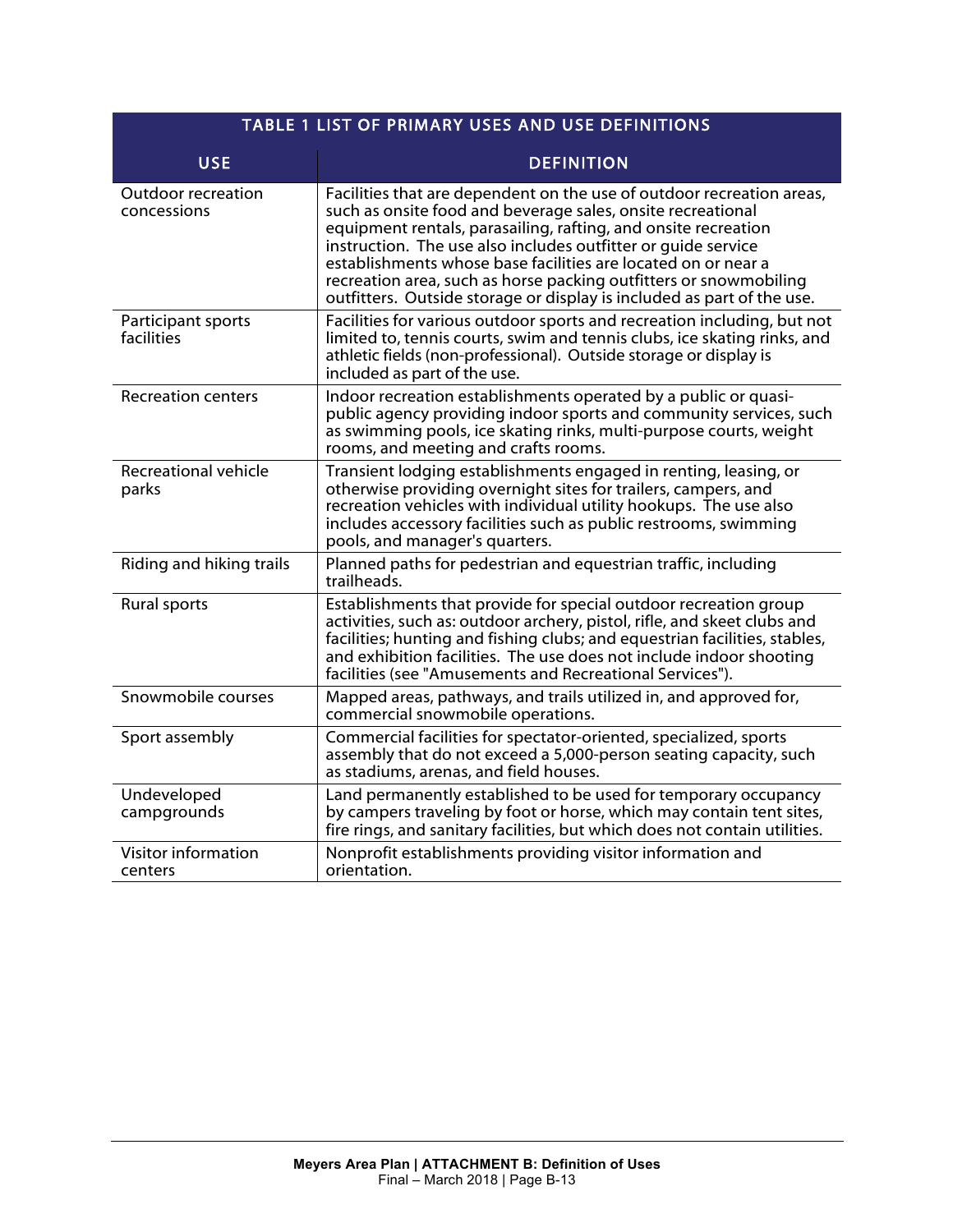| TABLE 1 LIST OF PRIMARY USES AND USE DEFINITIONS | |
|---|---|
| **USE** | **DEFINITION** |
| Outdoor recreation concessions | Facilities that are dependent on the use of outdoor recreation areas, such as onsite food and beverage sales, onsite recreational equipment rentals, parasailing, rafting, and onsite recreation instruction. The use also includes outfitter or guide service establishments whose base facilities are located on or near a recreation area, such as horse packing outfitters or snowmobiling outfitters. Outside storage or display is included as part of the use. |
| Participant sports facilities | Facilities for various outdoor sports and recreation including, but not limited to, tennis courts, swim and tennis clubs, ice skating rinks, and athletic fields (non-professional). Outside storage or display is included as part of the use. |
| Recreation centers | Indoor recreation establishments operated by a public or quasi-public agency providing indoor sports and community services, such as swimming pools, ice skating rinks, multi-purpose courts, weight rooms, and meeting and crafts rooms. |
| Recreational vehicle parks | Transient lodging establishments engaged in renting, leasing, or otherwise providing overnight sites for trailers, campers, and recreation vehicles with individual utility hookups. The use also includes accessory facilities such as public restrooms, swimming pools, and manager's quarters. |
| Riding and hiking trails | Planned paths for pedestrian and equestrian traffic, including trailheads. |
| Rural sports | Establishments that provide for special outdoor recreation group activities, such as: outdoor archery, pistol, rifle, and skeet clubs and facilities; hunting and fishing clubs; and equestrian facilities, stables, and exhibition facilities. The use does not include indoor shooting facilities (see "Amusements and Recreational Services"). |
| Snowmobile courses | Mapped areas, pathways, and trails utilized in, and approved for, commercial snowmobile operations. |
| Sport assembly | Commercial facilities for spectator-oriented, specialized, sports assembly that do not exceed a 5,000-person seating capacity, such as stadiums, arenas, and field houses. |
| Undeveloped campgrounds | Land permanently established to be used for temporary occupancy by campers traveling by foot or horse, which may contain tent sites, fire rings, and sanitary facilities, but which does not contain utilities. |
| Visitor information centers | Nonprofit establishments providing visitor information and orientation. |